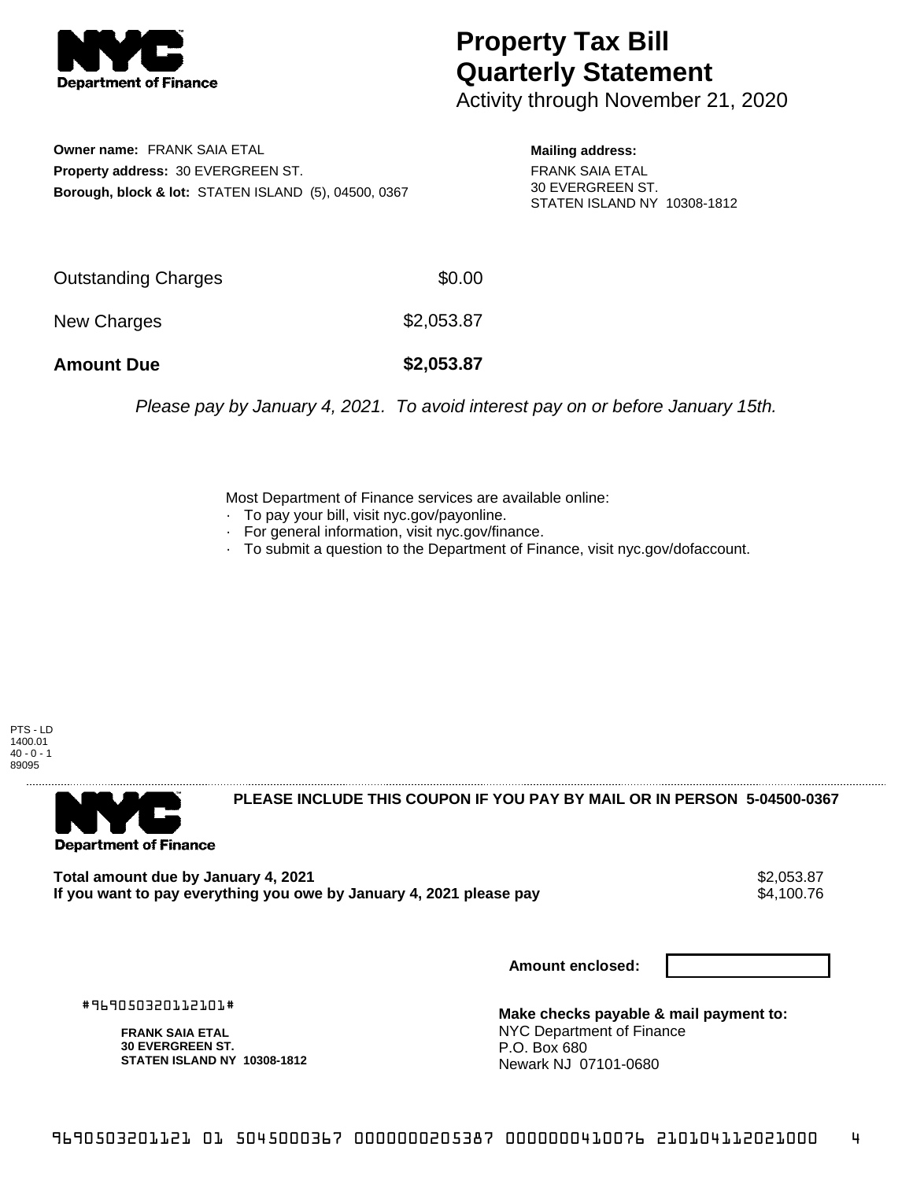# Property Tax Bill Quarterly Statement

Activity through November 21, 2020

**Owner name:** FRANK SAIA ETAL
**Property address:** 30 EVERGREEN ST.
**Borough, block & lot:** STATEN ISLAND (5), 04500, 0367

**Mailing address:**
FRANK SAIA ETAL
30 EVERGREEN ST.
STATEN ISLAND NY 10308-1812

| | |
|---|---|
| Outstanding Charges | $0.00 |
| New Charges | $2,053.87 |
| **Amount Due** | **$2,053.87** |

*Please pay by January 4, 2021. To avoid interest pay on or before January 15th.*

Most Department of Finance services are available online:

- To pay your bill, visit nyc.gov/payonline.
- For general information, visit nyc.gov/finance.
- To submit a question to the Department of Finance, visit nyc.gov/dofaccount.

PTS - LD
1400.01
40 - 0 - 1
89095

**PLEASE INCLUDE THIS COUPON IF YOU PAY BY MAIL OR IN PERSON 5-04500-0367**

| | |
|---|---|
| **Total amount due by January 4, 2021** | $2,053.87 |
| **If you want to pay everything you owe by January 4, 2021 please pay** | $4,100.76 |

**Amount enclosed:**

#969050320112101#

**FRANK SAIA ETAL**
**30 EVERGREEN ST.**
**STATEN ISLAND NY 10308-1812**

**Make checks payable & mail payment to:**
NYC Department of Finance
P.O. Box 680
Newark NJ 07101-0680

9690503201121 01 5045000367 0000000205387 0000000410076 210104112021000 4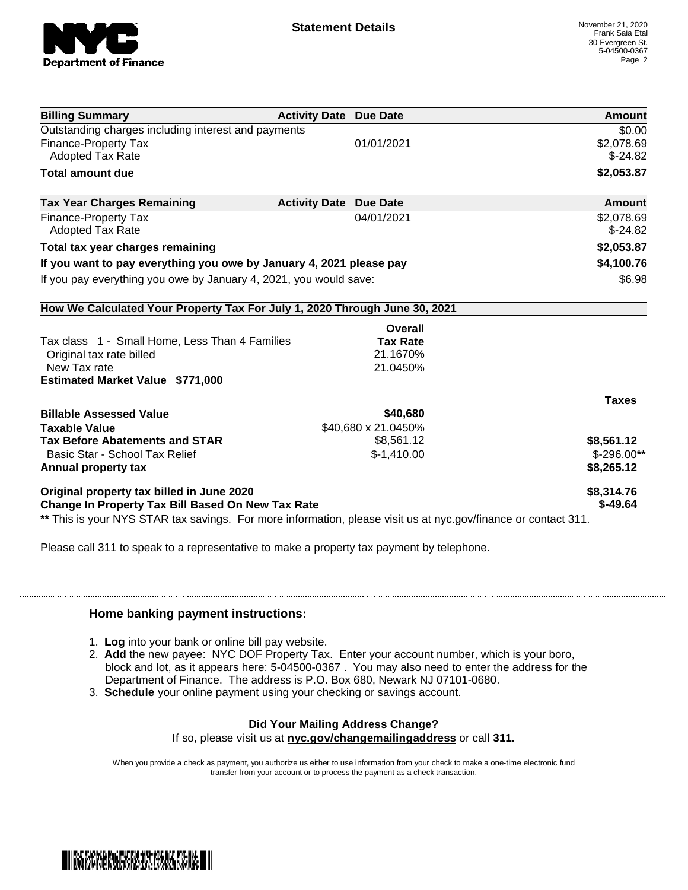# Statement Details

November 21, 2020
Frank Saia Etal
30 Evergreen St.
5-04500-0367

| Billing Summary | Activity Date | Due Date | Amount |
|---|---|---|---|
| Outstanding charges including interest and payments | | | $0.00 |
| Finance-Property Tax | | 01/01/2021 | $2,078.69 |
| Adopted Tax Rate | | | $-24.82 |
| **Total amount due** | | | **$2,053.87** |

| Tax Year Charges Remaining | Activity Date | Due Date | Amount |
|---|---|---|---|
| Finance-Property Tax | | 04/01/2021 | $2,078.69 |
| Adopted Tax Rate | | | $-24.82 |
| **Total tax year charges remaining** | | | **$2,053.87** |
| **If you want to pay everything you owe by January 4, 2021 please pay** | | | **$4,100.76** |
| If you pay everything you owe by January 4, 2021, you would save: | | | $6.98 |

**How We Calculated Your Property Tax For July 1, 2020 Through June 30, 2021**

| | Overall Tax Rate | Taxes |
|---|---|---|
| Tax class 1 - Small Home, Less Than 4 Families | | |
| Original tax rate billed | 21.1670% | |
| New Tax rate | 21.0450% | |
| **Estimated Market Value $771,000** | | |
| **Billable Assessed Value** | **$40,680** | |
| **Taxable Value** | $40,680 x 21.0450% | |
| **Tax Before Abatements and STAR** | $8,561.12 | **$8,561.12** |
| Basic Star - School Tax Relief | $-1,410.00 | $-296.00** |
| **Annual property tax** | | **$8,265.12** |
| **Original property tax billed in June 2020** | | **$8,314.76** |
| **Change In Property Tax Bill Based On New Tax Rate** | | **$-49.64** |

** This is your NYS STAR tax savings. For more information, please visit us at nyc.gov/finance or contact 311.

Please call 311 to speak to a representative to make a property tax payment by telephone.

### Home banking payment instructions:

1. **Log** into your bank or online bill pay website.
2. **Add** the new payee: NYC DOF Property Tax. Enter your account number, which is your boro, block and lot, as it appears here: 5-04500-0367 . You may also need to enter the address for the Department of Finance. The address is P.O. Box 680, Newark NJ 07101-0680.
3. **Schedule** your online payment using your checking or savings account.

**Did Your Mailing Address Change?**

If so, please visit us at **nyc.gov/changemailingaddress** or call **311.**

When you provide a check as payment, you authorize us either to use information from your check to make a one-time electronic fund transfer from your account or to process the payment as a check transaction.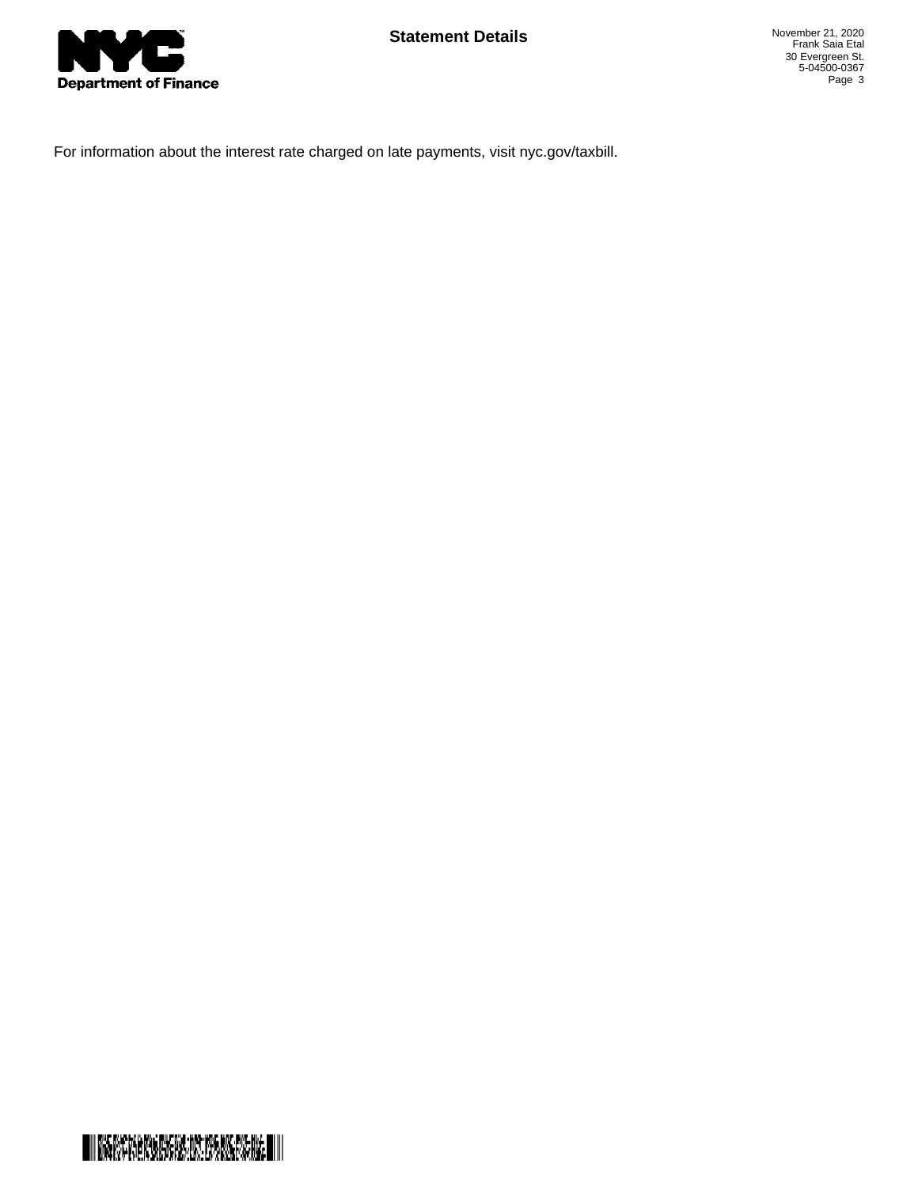For information about the interest rate charged on late payments, visit nyc.gov/taxbill.